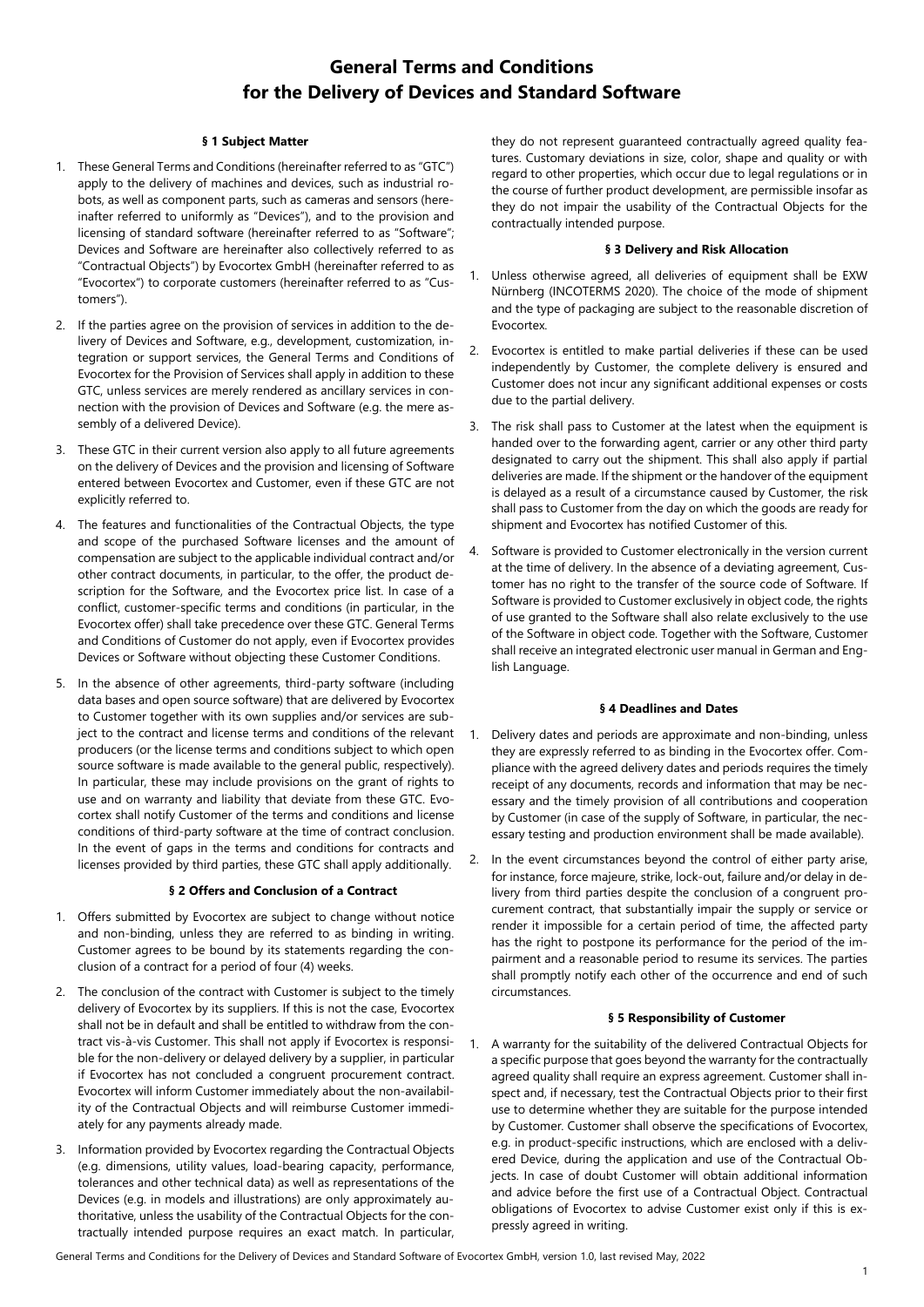# General Terms and Conditions for the Delivery of Devices and Standard Software

## § 1 Subject Matter

1. These General Terms and Conditions (hereinafter referred to as "GTC") apply to the delivery of machines and devices, such as industrial robots, as well as component parts, such as cameras and sensors (hereinafter referred to uniformly as "Devices"), and to the provision and licensing of standard software (hereinafter referred to as "Software"; Devices and Software are hereinafter also collectively referred to as "Contractual Objects") by Evocortex GmbH (hereinafter referred to as "Evocortex") to corporate customers (hereinafter referred to as "Customers").
2. If the parties agree on the provision of services in addition to the delivery of Devices and Software, e.g., development, customization, integration or support services, the General Terms and Conditions of Evocortex for the Provision of Services shall apply in addition to these GTC, unless services are merely rendered as ancillary services in connection with the provision of Devices and Software (e.g. the mere assembly of a delivered Device).
3. These GTC in their current version also apply to all future agreements on the delivery of Devices and the provision and licensing of Software entered between Evocortex and Customer, even if these GTC are not explicitly referred to.
4. The features and functionalities of the Contractual Objects, the type and scope of the purchased Software licenses and the amount of compensation are subject to the applicable individual contract and/or other contract documents, in particular, to the offer, the product description for the Software, and the Evocortex price list. In case of a conflict, customer-specific terms and conditions (in particular, in the Evocortex offer) shall take precedence over these GTC. General Terms and Conditions of Customer do not apply, even if Evocortex provides Devices or Software without objecting these Customer Conditions.
5. In the absence of other agreements, third-party software (including data bases and open source software) that are delivered by Evocortex to Customer together with its own supplies and/or services are subject to the contract and license terms and conditions of the relevant producers (or the license terms and conditions subject to which open source software is made available to the general public, respectively). In particular, these may include provisions on the grant of rights to use and on warranty and liability that deviate from these GTC. Evocortex shall notify Customer of the terms and conditions and license conditions of third-party software at the time of contract conclusion. In the event of gaps in the terms and conditions for contracts and licenses provided by third parties, these GTC shall apply additionally.

## § 2 Offers and Conclusion of a Contract

1. Offers submitted by Evocortex are subject to change without notice and non-binding, unless they are referred to as binding in writing. Customer agrees to be bound by its statements regarding the conclusion of a contract for a period of four (4) weeks.
2. The conclusion of the contract with Customer is subject to the timely delivery of Evocortex by its suppliers. If this is not the case, Evocortex shall not be in default and shall be entitled to withdraw from the contract vis-à-vis Customer. This shall not apply if Evocortex is responsible for the non-delivery or delayed delivery by a supplier, in particular if Evocortex has not concluded a congruent procurement contract. Evocortex will inform Customer immediately about the non-availability of the Contractual Objects and will reimburse Customer immediately for any payments already made.
3. Information provided by Evocortex regarding the Contractual Objects (e.g. dimensions, utility values, load-bearing capacity, performance, tolerances and other technical data) as well as representations of the Devices (e.g. in models and illustrations) are only approximately authoritative, unless the usability of the Contractual Objects for the contractually intended purpose requires an exact match. In particular, they do not represent guaranteed contractually agreed quality features. Customary deviations in size, color, shape and quality or with regard to other properties, which occur due to legal regulations or in the course of further product development, are permissible insofar as they do not impair the usability of the Contractual Objects for the contractually intended purpose.

## § 3 Delivery and Risk Allocation

1. Unless otherwise agreed, all deliveries of equipment shall be EXW Nürnberg (INCOTERMS 2020). The choice of the mode of shipment and the type of packaging are subject to the reasonable discretion of Evocortex.
2. Evocortex is entitled to make partial deliveries if these can be used independently by Customer, the complete delivery is ensured and Customer does not incur any significant additional expenses or costs due to the partial delivery.
3. The risk shall pass to Customer at the latest when the equipment is handed over to the forwarding agent, carrier or any other third party designated to carry out the shipment. This shall also apply if partial deliveries are made. If the shipment or the handover of the equipment is delayed as a result of a circumstance caused by Customer, the risk shall pass to Customer from the day on which the goods are ready for shipment and Evocortex has notified Customer of this.
4. Software is provided to Customer electronically in the version current at the time of delivery. In the absence of a deviating agreement, Customer has no right to the transfer of the source code of Software. If Software is provided to Customer exclusively in object code, the rights of use granted to the Software shall also relate exclusively to the use of the Software in object code. Together with the Software, Customer shall receive an integrated electronic user manual in German and English Language.

## § 4 Deadlines and Dates

1. Delivery dates and periods are approximate and non-binding, unless they are expressly referred to as binding in the Evocortex offer. Compliance with the agreed delivery dates and periods requires the timely receipt of any documents, records and information that may be necessary and the timely provision of all contributions and cooperation by Customer (in case of the supply of Software, in particular, the necessary testing and production environment shall be made available).
2. In the event circumstances beyond the control of either party arise, for instance, force majeure, strike, lock-out, failure and/or delay in delivery from third parties despite the conclusion of a congruent procurement contract, that substantially impair the supply or service or render it impossible for a certain period of time, the affected party has the right to postpone its performance for the period of the impairment and a reasonable period to resume its services. The parties shall promptly notify each other of the occurrence and end of such circumstances.

## § 5 Responsibility of Customer

1. A warranty for the suitability of the delivered Contractual Objects for a specific purpose that goes beyond the warranty for the contractually agreed quality shall require an express agreement. Customer shall inspect and, if necessary, test the Contractual Objects prior to their first use to determine whether they are suitable for the purpose intended by Customer. Customer shall observe the specifications of Evocortex, e.g. in product-specific instructions, which are enclosed with a delivered Device, during the application and use of the Contractual Objects. In case of doubt Customer will obtain additional information and advice before the first use of a Contractual Object. Contractual obligations of Evocortex to advise Customer exist only if this is expressly agreed in writing.

General Terms and Conditions for the Delivery of Devices and Standard Software of Evocortex GmbH, version 1.0, last revised May, 2022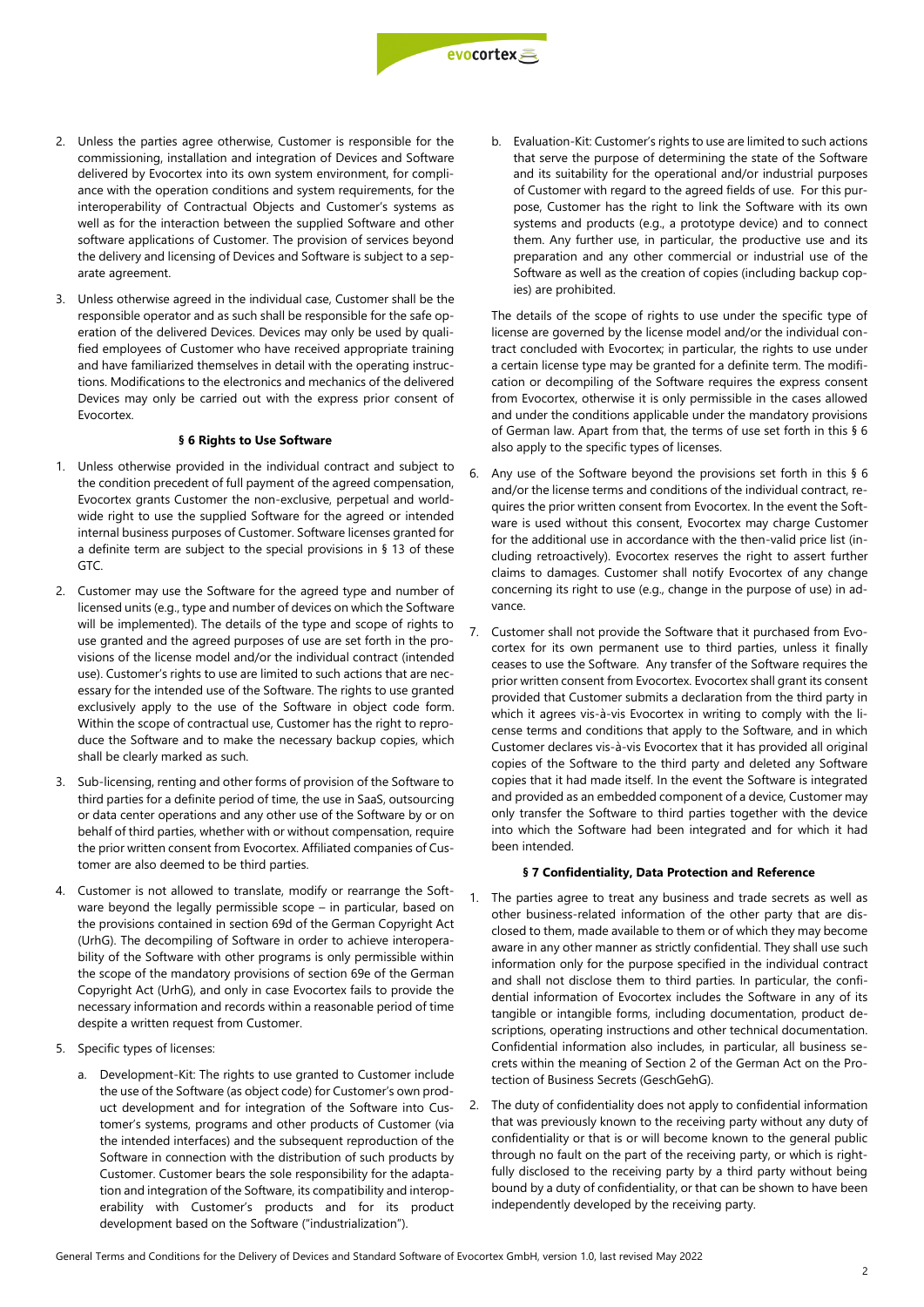2. Unless the parties agree otherwise, Customer is responsible for the commissioning, installation and integration of Devices and Software delivered by Evocortex into its own system environment, for compliance with the operation conditions and system requirements, for the interoperability of Contractual Objects and Customer's systems as well as for the interaction between the supplied Software and other software applications of Customer. The provision of services beyond the delivery and licensing of Devices and Software is subject to a separate agreement.

3. Unless otherwise agreed in the individual case, Customer shall be the responsible operator and as such shall be responsible for the safe operation of the delivered Devices. Devices may only be used by qualified employees of Customer who have received appropriate training and have familiarized themselves in detail with the operating instructions. Modifications to the electronics and mechanics of the delivered Devices may only be carried out with the express prior consent of Evocortex.

### § 6 Rights to Use Software

1. Unless otherwise provided in the individual contract and subject to the condition precedent of full payment of the agreed compensation, Evocortex grants Customer the non-exclusive, perpetual and worldwide right to use the supplied Software for the agreed or intended internal business purposes of Customer. Software licenses granted for a definite term are subject to the special provisions in § 13 of these GTC.

2. Customer may use the Software for the agreed type and number of licensed units (e.g., type and number of devices on which the Software will be implemented). The details of the type and scope of rights to use granted and the agreed purposes of use are set forth in the provisions of the license model and/or the individual contract (intended use). Customer's rights to use are limited to such actions that are necessary for the intended use of the Software. The rights to use granted exclusively apply to the use of the Software in object code form. Within the scope of contractual use, Customer has the right to reproduce the Software and to make the necessary backup copies, which shall be clearly marked as such.

3. Sub-licensing, renting and other forms of provision of the Software to third parties for a definite period of time, the use in SaaS, outsourcing or data center operations and any other use of the Software by or on behalf of third parties, whether with or without compensation, require the prior written consent from Evocortex. Affiliated companies of Customer are also deemed to be third parties.

4. Customer is not allowed to translate, modify or rearrange the Software beyond the legally permissible scope – in particular, based on the provisions contained in section 69d of the German Copyright Act (UrhG). The decompiling of Software in order to achieve interoperability of the Software with other programs is only permissible within the scope of the mandatory provisions of section 69e of the German Copyright Act (UrhG), and only in case Evocortex fails to provide the necessary information and records within a reasonable period of time despite a written request from Customer.

5. Specific types of licenses:

   a. Development-Kit: The rights to use granted to Customer include the use of the Software (as object code) for Customer's own product development and for integration of the Software into Customer's systems, programs and other products of Customer (via the intended interfaces) and the subsequent reproduction of the Software in connection with the distribution of such products by Customer. Customer bears the sole responsibility for the adaptation and integration of the Software, its compatibility and interoperability with Customer's products and for its product development based on the Software ("industrialization").

   b. Evaluation-Kit: Customer's rights to use are limited to such actions that serve the purpose of determining the state of the Software and its suitability for the operational and/or industrial purposes of Customer with regard to the agreed fields of use. For this purpose, Customer has the right to link the Software with its own systems and products (e.g., a prototype device) and to connect them. Any further use, in particular, the productive use and its preparation and any other commercial or industrial use of the Software as well as the creation of copies (including backup copies) are prohibited.

   The details of the scope of rights to use under the specific type of license are governed by the license model and/or the individual contract concluded with Evocortex; in particular, the rights to use under a certain license type may be granted for a definite term. The modification or decompiling of the Software requires the express consent from Evocortex, otherwise it is only permissible in the cases allowed and under the conditions applicable under the mandatory provisions of German law. Apart from that, the terms of use set forth in this § 6 also apply to the specific types of licenses.

6. Any use of the Software beyond the provisions set forth in this § 6 and/or the license terms and conditions of the individual contract, requires the prior written consent from Evocortex. In the event the Software is used without this consent, Evocortex may charge Customer for the additional use in accordance with the then-valid price list (including retroactively). Evocortex reserves the right to assert further claims to damages. Customer shall notify Evocortex of any change concerning its right to use (e.g., change in the purpose of use) in advance.

7. Customer shall not provide the Software that it purchased from Evocortex for its own permanent use to third parties, unless it finally ceases to use the Software. Any transfer of the Software requires the prior written consent from Evocortex. Evocortex shall grant its consent provided that Customer submits a declaration from the third party in which it agrees vis-à-vis Evocortex in writing to comply with the license terms and conditions that apply to the Software, and in which Customer declares vis-à-vis Evocortex that it has provided all original copies of the Software to the third party and deleted any Software copies that it had made itself. In the event the Software is integrated and provided as an embedded component of a device, Customer may only transfer the Software to third parties together with the device into which the Software had been integrated and for which it had been intended.

### § 7 Confidentiality, Data Protection and Reference

1. The parties agree to treat any business and trade secrets as well as other business-related information of the other party that are disclosed to them, made available to them or of which they may become aware in any other manner as strictly confidential. They shall use such information only for the purpose specified in the individual contract and shall not disclose them to third parties. In particular, the confidential information of Evocortex includes the Software in any of its tangible or intangible forms, including documentation, product descriptions, operating instructions and other technical documentation. Confidential information also includes, in particular, all business secrets within the meaning of Section 2 of the German Act on the Protection of Business Secrets (GeschGehG).

2. The duty of confidentiality does not apply to confidential information that was previously known to the receiving party without any duty of confidentiality or that is or will become known to the general public through no fault on the part of the receiving party, or which is rightfully disclosed to the receiving party by a third party without being bound by a duty of confidentiality, or that can be shown to have been independently developed by the receiving party.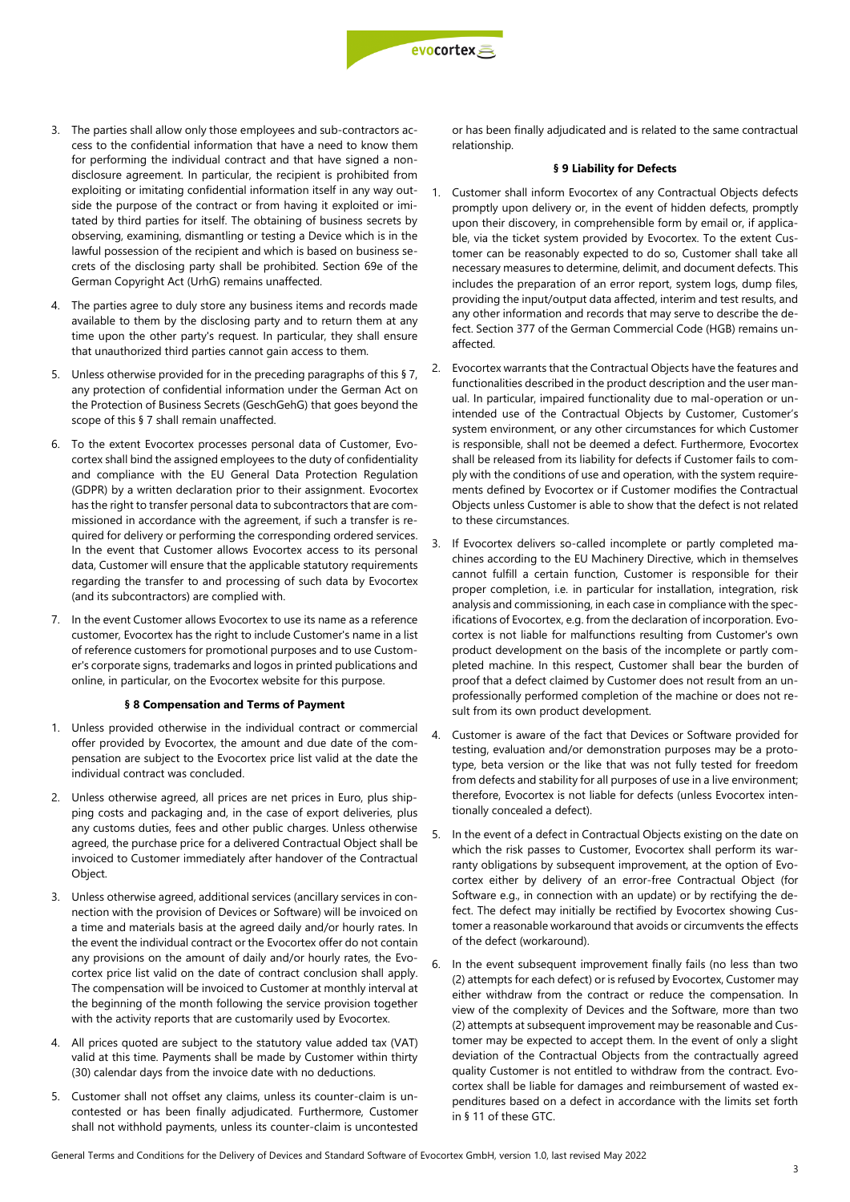3. The parties shall allow only those employees and sub-contractors access to the confidential information that have a need to know them for performing the individual contract and that have signed a non-disclosure agreement. In particular, the recipient is prohibited from exploiting or imitating confidential information itself in any way outside the purpose of the contract or from having it exploited or imitated by third parties for itself. The obtaining of business secrets by observing, examining, dismantling or testing a Device which is in the lawful possession of the recipient and which is based on business secrets of the disclosing party shall be prohibited. Section 69e of the German Copyright Act (UrhG) remains unaffected.
4. The parties agree to duly store any business items and records made available to them by the disclosing party and to return them at any time upon the other party's request. In particular, they shall ensure that unauthorized third parties cannot gain access to them.
5. Unless otherwise provided for in the preceding paragraphs of this § 7, any protection of confidential information under the German Act on the Protection of Business Secrets (GeschGehG) that goes beyond the scope of this § 7 shall remain unaffected.
6. To the extent Evocortex processes personal data of Customer, Evocortex shall bind the assigned employees to the duty of confidentiality and compliance with the EU General Data Protection Regulation (GDPR) by a written declaration prior to their assignment. Evocortex has the right to transfer personal data to subcontractors that are commissioned in accordance with the agreement, if such a transfer is required for delivery or performing the corresponding ordered services. In the event that Customer allows Evocortex access to its personal data, Customer will ensure that the applicable statutory requirements regarding the transfer to and processing of such data by Evocortex (and its subcontractors) are complied with.
7. In the event Customer allows Evocortex to use its name as a reference customer, Evocortex has the right to include Customer's name in a list of reference customers for promotional purposes and to use Customer's corporate signs, trademarks and logos in printed publications and online, in particular, on the Evocortex website for this purpose.

#### § 8 Compensation and Terms of Payment

1. Unless provided otherwise in the individual contract or commercial offer provided by Evocortex, the amount and due date of the compensation are subject to the Evocortex price list valid at the date the individual contract was concluded.
2. Unless otherwise agreed, all prices are net prices in Euro, plus shipping costs and packaging and, in the case of export deliveries, plus any customs duties, fees and other public charges. Unless otherwise agreed, the purchase price for a delivered Contractual Object shall be invoiced to Customer immediately after handover of the Contractual Object.
3. Unless otherwise agreed, additional services (ancillary services in connection with the provision of Devices or Software) will be invoiced on a time and materials basis at the agreed daily and/or hourly rates. In the event the individual contract or the Evocortex offer do not contain any provisions on the amount of daily and/or hourly rates, the Evocortex price list valid on the date of contract conclusion shall apply. The compensation will be invoiced to Customer at monthly interval at the beginning of the month following the service provision together with the activity reports that are customarily used by Evocortex.
4. All prices quoted are subject to the statutory value added tax (VAT) valid at this time. Payments shall be made by Customer within thirty (30) calendar days from the invoice date with no deductions.
5. Customer shall not offset any claims, unless its counter-claim is uncontested or has been finally adjudicated. Furthermore, Customer shall not withhold payments, unless its counter-claim is uncontested or has been finally adjudicated and is related to the same contractual relationship.

#### § 9 Liability for Defects

1. Customer shall inform Evocortex of any Contractual Objects defects promptly upon delivery or, in the event of hidden defects, promptly upon their discovery, in comprehensible form by email or, if applicable, via the ticket system provided by Evocortex. To the extent Customer can be reasonably expected to do so, Customer shall take all necessary measures to determine, delimit, and document defects. This includes the preparation of an error report, system logs, dump files, providing the input/output data affected, interim and test results, and any other information and records that may serve to describe the defect. Section 377 of the German Commercial Code (HGB) remains unaffected.
2. Evocortex warrants that the Contractual Objects have the features and functionalities described in the product description and the user manual. In particular, impaired functionality due to mal-operation or unintended use of the Contractual Objects by Customer, Customer's system environment, or any other circumstances for which Customer is responsible, shall not be deemed a defect. Furthermore, Evocortex shall be released from its liability for defects if Customer fails to comply with the conditions of use and operation, with the system requirements defined by Evocortex or if Customer modifies the Contractual Objects unless Customer is able to show that the defect is not related to these circumstances.
3. If Evocortex delivers so-called incomplete or partly completed machines according to the EU Machinery Directive, which in themselves cannot fulfill a certain function, Customer is responsible for their proper completion, i.e. in particular for installation, integration, risk analysis and commissioning, in each case in compliance with the specifications of Evocortex, e.g. from the declaration of incorporation. Evocortex is not liable for malfunctions resulting from Customer's own product development on the basis of the incomplete or partly completed machine. In this respect, Customer shall bear the burden of proof that a defect claimed by Customer does not result from an unprofessionally performed completion of the machine or does not result from its own product development.
4. Customer is aware of the fact that Devices or Software provided for testing, evaluation and/or demonstration purposes may be a prototype, beta version or the like that was not fully tested for freedom from defects and stability for all purposes of use in a live environment; therefore, Evocortex is not liable for defects (unless Evocortex intentionally concealed a defect).
5. In the event of a defect in Contractual Objects existing on the date on which the risk passes to Customer, Evocortex shall perform its warranty obligations by subsequent improvement, at the option of Evocortex either by delivery of an error-free Contractual Object (for Software e.g., in connection with an update) or by rectifying the defect. The defect may initially be rectified by Evocortex showing Customer a reasonable workaround that avoids or circumvents the effects of the defect (workaround).
6. In the event subsequent improvement finally fails (no less than two (2) attempts for each defect) or is refused by Evocortex, Customer may either withdraw from the contract or reduce the compensation. In view of the complexity of Devices and the Software, more than two (2) attempts at subsequent improvement may be reasonable and Customer may be expected to accept them. In the event of only a slight deviation of the Contractual Objects from the contractually agreed quality Customer is not entitled to withdraw from the contract. Evocortex shall be liable for damages and reimbursement of wasted expenditures based on a defect in accordance with the limits set forth in § 11 of these GTC.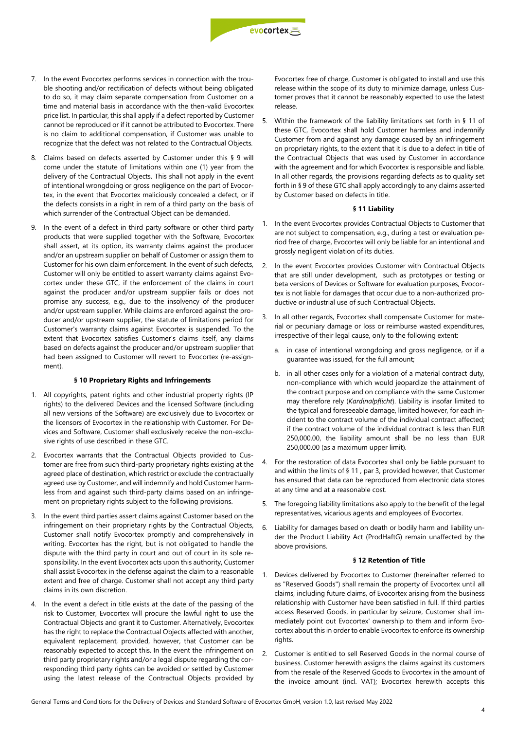7. In the event Evocortex performs services in connection with the trouble shooting and/or rectification of defects without being obligated to do so, it may claim separate compensation from Customer on a time and material basis in accordance with the then-valid Evocortex price list. In particular, this shall apply if a defect reported by Customer cannot be reproduced or if it cannot be attributed to Evocortex. There is no claim to additional compensation, if Customer was unable to recognize that the defect was not related to the Contractual Objects.

8. Claims based on defects asserted by Customer under this § 9 will come under the statute of limitations within one (1) year from the delivery of the Contractual Objects. This shall not apply in the event of intentional wrongdoing or gross negligence on the part of Evocortex, in the event that Evocortex maliciously concealed a defect, or if the defects consists in a right in rem of a third party on the basis of which surrender of the Contractual Object can be demanded.

9. In the event of a defect in third party software or other third party products that were supplied together with the Software, Evocortex shall assert, at its option, its warranty claims against the producer and/or an upstream supplier on behalf of Customer or assign them to Customer for his own claim enforcement. In the event of such defects, Customer will only be entitled to assert warranty claims against Evocortex under these GTC, if the enforcement of the claims in court against the producer and/or upstream supplier fails or does not promise any success, e.g., due to the insolvency of the producer and/or upstream supplier. While claims are enforced against the producer and/or upstream supplier, the statute of limitations period for Customer's warranty claims against Evocortex is suspended. To the extent that Evocortex satisfies Customer's claims itself, any claims based on defects against the producer and/or upstream supplier that had been assigned to Customer will revert to Evocortex (re-assignment).

### § 10 Proprietary Rights and Infringements

1. All copyrights, patent rights and other industrial property rights (IP rights) to the delivered Devices and the licensed Software (including all new versions of the Software) are exclusively due to Evocortex or the licensors of Evocortex in the relationship with Customer. For Devices and Software, Customer shall exclusively receive the non-exclusive rights of use described in these GTC.

2. Evocortex warrants that the Contractual Objects provided to Customer are free from such third-party proprietary rights existing at the agreed place of destination, which restrict or exclude the contractually agreed use by Customer, and will indemnify and hold Customer harmless from and against such third-party claims based on an infringement on proprietary rights subject to the following provisions.

3. In the event third parties assert claims against Customer based on the infringement on their proprietary rights by the Contractual Objects, Customer shall notify Evocortex promptly and comprehensively in writing. Evocortex has the right, but is not obligated to handle the dispute with the third party in court and out of court in its sole responsibility. In the event Evocortex acts upon this authority, Customer shall assist Evocortex in the defense against the claim to a reasonable extent and free of charge. Customer shall not accept any third party claims in its own discretion.

4. In the event a defect in title exists at the date of the passing of the risk to Customer, Evocortex will procure the lawful right to use the Contractual Objects and grant it to Customer. Alternatively, Evocortex has the right to replace the Contractual Objects affected with another, equivalent replacement, provided, however, that Customer can be reasonably expected to accept this. In the event the infringement on third party proprietary rights and/or a legal dispute regarding the corresponding third party rights can be avoided or settled by Customer using the latest release of the Contractual Objects provided by Evocortex free of charge, Customer is obligated to install and use this release within the scope of its duty to minimize damage, unless Customer proves that it cannot be reasonably expected to use the latest release.

5. Within the framework of the liability limitations set forth in § 11 of these GTC, Evocortex shall hold Customer harmless and indemnify Customer from and against any damage caused by an infringement on proprietary rights, to the extent that it is due to a defect in title of the Contractual Objects that was used by Customer in accordance with the agreement and for which Evocortex is responsible and liable. In all other regards, the provisions regarding defects as to quality set forth in § 9 of these GTC shall apply accordingly to any claims asserted by Customer based on defects in title.

### § 11 Liability

1. In the event Evocortex provides Contractual Objects to Customer that are not subject to compensation, e.g., during a test or evaluation period free of charge, Evocortex will only be liable for an intentional and grossly negligent violation of its duties.

2. In the event Evocortex provides Customer with Contractual Objects that are still under development, such as prototypes or testing or beta versions of Devices or Software for evaluation purposes, Evocortex is not liable for damages that occur due to a non-authorized productive or industrial use of such Contractual Objects.

3. In all other regards, Evocortex shall compensate Customer for material or pecuniary damage or loss or reimburse wasted expenditures, irrespective of their legal cause, only to the following extent:

   a. in case of intentional wrongdoing and gross negligence, or if a guarantee was issued, for the full amount;

   b. in all other cases only for a violation of a material contract duty, non-compliance with which would jeopardize the attainment of the contract purpose and on compliance with the same Customer may therefore rely (*Kardinalpflicht*). Liability is insofar limited to the typical and foreseeable damage, limited however, for each incident to the contract volume of the individual contract affected; if the contract volume of the individual contract is less than EUR 250,000.00, the liability amount shall be no less than EUR 250,000.00 (as a maximum upper limit).

4. For the restoration of data Evocortex shall only be liable pursuant to and within the limits of § 11 , par 3, provided however, that Customer has ensured that data can be reproduced from electronic data stores at any time and at a reasonable cost.

5. The foregoing liability limitations also apply to the benefit of the legal representatives, vicarious agents and employees of Evocortex.

6. Liability for damages based on death or bodily harm and liability under the Product Liability Act (ProdHaftG) remain unaffected by the above provisions.

### § 12 Retention of Title

1. Devices delivered by Evocortex to Customer (hereinafter referred to as "Reserved Goods") shall remain the property of Evocortex until all claims, including future claims, of Evocortex arising from the business relationship with Customer have been satisfied in full. If third parties access Reserved Goods, in particular by seizure, Customer shall immediately point out Evocortex' ownership to them and inform Evocortex about this in order to enable Evocortex to enforce its ownership rights.

2. Customer is entitled to sell Reserved Goods in the normal course of business. Customer herewith assigns the claims against its customers from the resale of the Reserved Goods to Evocortex in the amount of the invoice amount (incl. VAT); Evocortex herewith accepts this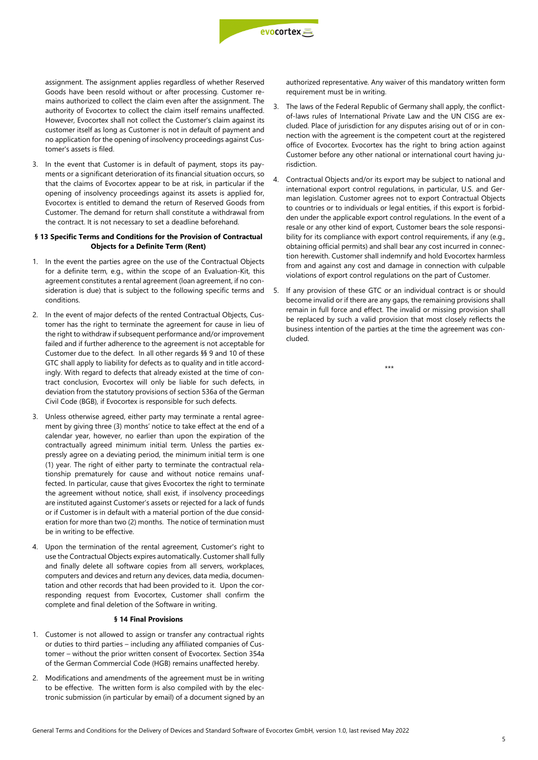assignment. The assignment applies regardless of whether Reserved Goods have been resold without or after processing. Customer remains authorized to collect the claim even after the assignment. The authority of Evocortex to collect the claim itself remains unaffected. However, Evocortex shall not collect the Customer's claim against its customer itself as long as Customer is not in default of payment and no application for the opening of insolvency proceedings against Customer's assets is filed.

3. In the event that Customer is in default of payment, stops its payments or a significant deterioration of its financial situation occurs, so that the claims of Evocortex appear to be at risk, in particular if the opening of insolvency proceedings against its assets is applied for, Evocortex is entitled to demand the return of Reserved Goods from Customer. The demand for return shall constitute a withdrawal from the contract. It is not necessary to set a deadline beforehand.

### § 13 Specific Terms and Conditions for the Provision of Contractual Objects for a Definite Term (Rent)

1. In the event the parties agree on the use of the Contractual Objects for a definite term, e.g., within the scope of an Evaluation-Kit, this agreement constitutes a rental agreement (loan agreement, if no consideration is due) that is subject to the following specific terms and conditions.

2. In the event of major defects of the rented Contractual Objects, Customer has the right to terminate the agreement for cause in lieu of the right to withdraw if subsequent performance and/or improvement failed and if further adherence to the agreement is not acceptable for Customer due to the defect. In all other regards §§ 9 and 10 of these GTC shall apply to liability for defects as to quality and in title accordingly. With regard to defects that already existed at the time of contract conclusion, Evocortex will only be liable for such defects, in deviation from the statutory provisions of section 536a of the German Civil Code (BGB), if Evocortex is responsible for such defects.

3. Unless otherwise agreed, either party may terminate a rental agreement by giving three (3) months' notice to take effect at the end of a calendar year, however, no earlier than upon the expiration of the contractually agreed minimum initial term. Unless the parties expressly agree on a deviating period, the minimum initial term is one (1) year. The right of either party to terminate the contractual relationship prematurely for cause and without notice remains unaffected. In particular, cause that gives Evocortex the right to terminate the agreement without notice, shall exist, if insolvency proceedings are instituted against Customer's assets or rejected for a lack of funds or if Customer is in default with a material portion of the due consideration for more than two (2) months. The notice of termination must be in writing to be effective.

4. Upon the termination of the rental agreement, Customer's right to use the Contractual Objects expires automatically. Customer shall fully and finally delete all software copies from all servers, workplaces, computers and devices and return any devices, data media, documentation and other records that had been provided to it. Upon the corresponding request from Evocortex, Customer shall confirm the complete and final deletion of the Software in writing.

### § 14 Final Provisions

1. Customer is not allowed to assign or transfer any contractual rights or duties to third parties – including any affiliated companies of Customer – without the prior written consent of Evocortex. Section 354a of the German Commercial Code (HGB) remains unaffected hereby.

2. Modifications and amendments of the agreement must be in writing to be effective. The written form is also compiled with by the electronic submission (in particular by email) of a document signed by an authorized representative. Any waiver of this mandatory written form requirement must be in writing.

3. The laws of the Federal Republic of Germany shall apply, the conflict-of-laws rules of International Private Law and the UN CISG are excluded. Place of jurisdiction for any disputes arising out of or in connection with the agreement is the competent court at the registered office of Evocortex. Evocortex has the right to bring action against Customer before any other national or international court having jurisdiction.

4. Contractual Objects and/or its export may be subject to national and international export control regulations, in particular, U.S. and German legislation. Customer agrees not to export Contractual Objects to countries or to individuals or legal entities, if this export is forbidden under the applicable export control regulations. In the event of a resale or any other kind of export, Customer bears the sole responsibility for its compliance with export control requirements, if any (e.g., obtaining official permits) and shall bear any cost incurred in connection herewith. Customer shall indemnify and hold Evocortex harmless from and against any cost and damage in connection with culpable violations of export control regulations on the part of Customer.

5. If any provision of these GTC or an individual contract is or should become invalid or if there are any gaps, the remaining provisions shall remain in full force and effect. The invalid or missing provision shall be replaced by such a valid provision that most closely reflects the business intention of the parties at the time the agreement was concluded.

\*\*\*